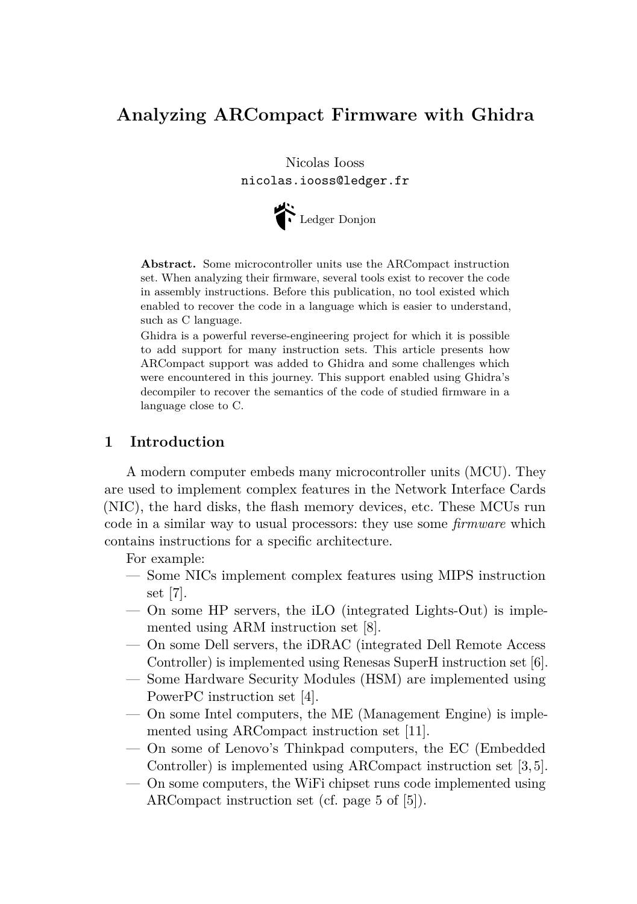# Analyzing ARCompact Firmware with Ghidra

Nicolas Iooss
nicolas.iooss@ledger.fr

Ledger Donjon

**Abstract.** Some microcontroller units use the ARCompact instruction set. When analyzing their firmware, several tools exist to recover the code in assembly instructions. Before this publication, no tool existed which enabled to recover the code in a language which is easier to understand, such as C language.
Ghidra is a powerful reverse-engineering project for which it is possible to add support for many instruction sets. This article presents how ARCompact support was added to Ghidra and some challenges which were encountered in this journey. This support enabled using Ghidra's decompiler to recover the semantics of the code of studied firmware in a language close to C.

## 1 Introduction

A modern computer embeds many microcontroller units (MCU). They are used to implement complex features in the Network Interface Cards (NIC), the hard disks, the flash memory devices, etc. These MCUs run code in a similar way to usual processors: they use some *firmware* which contains instructions for a specific architecture.

For example:

- Some NICs implement complex features using MIPS instruction set [7].
- On some HP servers, the iLO (integrated Lights-Out) is implemented using ARM instruction set [8].
- On some Dell servers, the iDRAC (integrated Dell Remote Access Controller) is implemented using Renesas SuperH instruction set [6].
- Some Hardware Security Modules (HSM) are implemented using PowerPC instruction set [4].
- On some Intel computers, the ME (Management Engine) is implemented using ARCompact instruction set [11].
- On some of Lenovo's Thinkpad computers, the EC (Embedded Controller) is implemented using ARCompact instruction set [3,5].
- On some computers, the WiFi chipset runs code implemented using ARCompact instruction set (cf. page 5 of [5]).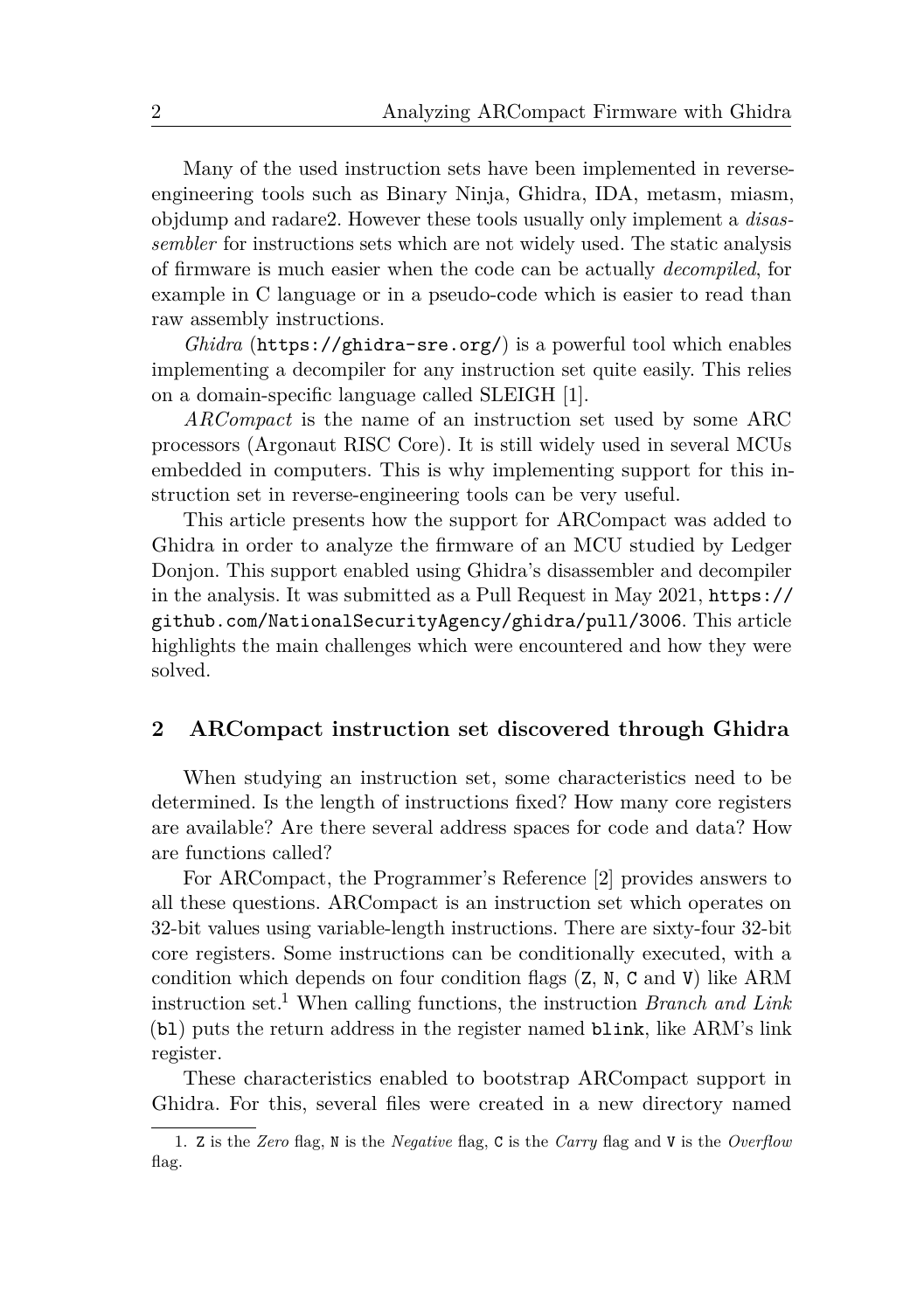Many of the used instruction sets have been implemented in reverse-engineering tools such as Binary Ninja, Ghidra, IDA, metasm, miasm, objdump and radare2. However these tools usually only implement a *disassembler* for instructions sets which are not widely used. The static analysis of firmware is much easier when the code can be actually *decompiled*, for example in C language or in a pseudo-code which is easier to read than raw assembly instructions.

*Ghidra* (`https://ghidra-sre.org/`) is a powerful tool which enables implementing a decompiler for any instruction set quite easily. This relies on a domain-specific language called SLEIGH [1].

*ARCompact* is the name of an instruction set used by some ARC processors (Argonaut RISC Core). It is still widely used in several MCUs embedded in computers. This is why implementing support for this instruction set in reverse-engineering tools can be very useful.

This article presents how the support for ARCompact was added to Ghidra in order to analyze the firmware of an MCU studied by Ledger Donjon. This support enabled using Ghidra's disassembler and decompiler in the analysis. It was submitted as a Pull Request in May 2021, `https://github.com/NationalSecurityAgency/ghidra/pull/3006`. This article highlights the main challenges which were encountered and how they were solved.

## 2 ARCompact instruction set discovered through Ghidra

When studying an instruction set, some characteristics need to be determined. Is the length of instructions fixed? How many core registers are available? Are there several address spaces for code and data? How are functions called?

For ARCompact, the Programmer's Reference [2] provides answers to all these questions. ARCompact is an instruction set which operates on 32-bit values using variable-length instructions. There are sixty-four 32-bit core registers. Some instructions can be conditionally executed, with a condition which depends on four condition flags (`Z`, `N`, `C` and `V`) like ARM instruction set.[1] When calling functions, the instruction *Branch and Link* (`bl`) puts the return address in the register named `blink`, like ARM's link register.

These characteristics enabled to bootstrap ARCompact support in Ghidra. For this, several files were created in a new directory named

1. `Z` is the *Zero* flag, `N` is the *Negative* flag, `C` is the *Carry* flag and `V` is the *Overflow* flag.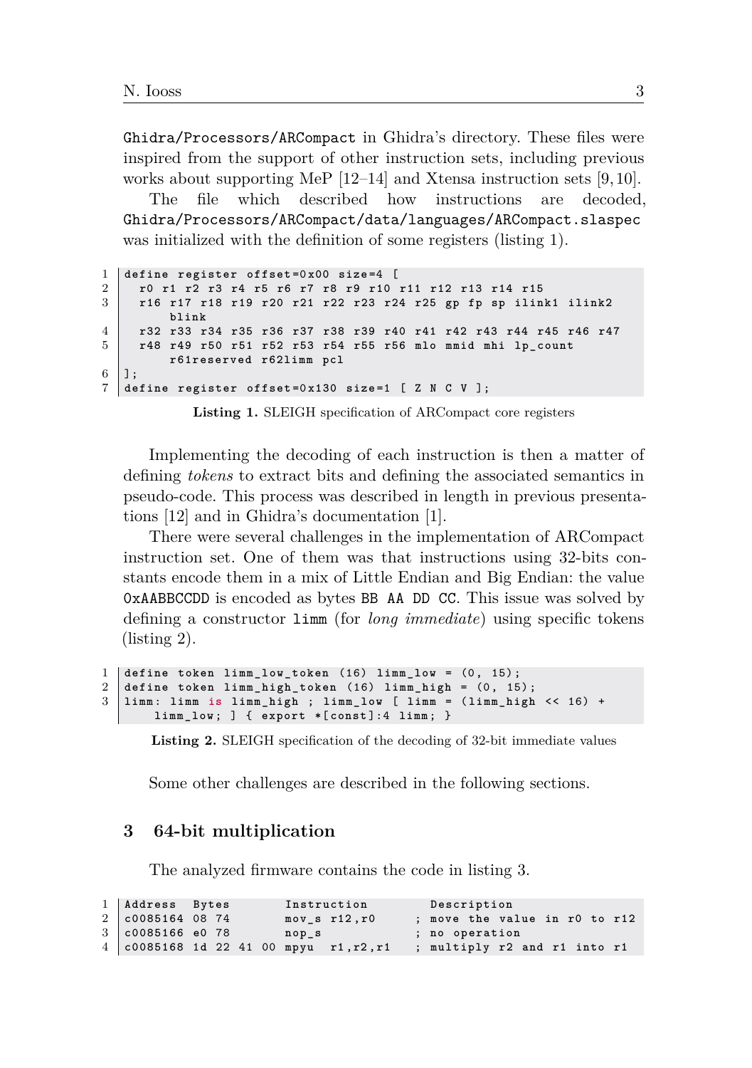`Ghidra/Processors/ARCompact` in Ghidra's directory. These files were inspired from the support of other instruction sets, including previous works about supporting MeP [12–14] and Xtensa instruction sets [9, 10].

The file which described how instructions are decoded, `Ghidra/Processors/ARCompact/data/languages/ARCompact.slaspec` was initialized with the definition of some registers (listing 1).

```
define register offset=0x00 size=4 [
  r0 r1 r2 r3 r4 r5 r6 r7 r8 r9 r10 r11 r12 r13 r14 r15
  r16 r17 r18 r19 r20 r21 r22 r23 r24 r25 gp fp sp ilink1 ilink2
      blink
  r32 r33 r34 r35 r36 r37 r38 r39 r40 r41 r42 r43 r44 r45 r46 r47
  r48 r49 r50 r51 r52 r53 r54 r55 r56 mlo mmid mhi lp_count
      r61reserved r62limm pcl
];
define register offset=0x130 size=1 [ Z N C V ];
```

**Listing 1.** SLEIGH specification of ARCompact core registers

Implementing the decoding of each instruction is then a matter of defining *tokens* to extract bits and defining the associated semantics in pseudo-code. This process was described in length in previous presentations [12] and in Ghidra's documentation [1].

There were several challenges in the implementation of ARCompact instruction set. One of them was that instructions using 32-bits constants encode them in a mix of Little Endian and Big Endian: the value `0xAABBCCDD` is encoded as bytes `BB AA DD CC`. This issue was solved by defining a constructor `limm` (for *long immediate*) using specific tokens (listing 2).

```
define token limm_low_token (16) limm_low = (0, 15);
define token limm_high_token (16) limm_high = (0, 15);
limm: limm is limm_high ; limm_low [ limm = (limm_high << 16) +
    limm_low; ] { export *[const]:4 limm; }
```

**Listing 2.** SLEIGH specification of the decoding of 32-bit immediate values

Some other challenges are described in the following sections.

## 3 64-bit multiplication

The analyzed firmware contains the code in listing 3.

```
Address  Bytes       Instruction        Description
c0085164 08 74       mov_s r12,r0      ; move the value in r0 to r12
c0085166 e0 78       nop_s             ; no operation
c0085168 1d 22 41 00 mpyu  r1,r2,r1    ; multiply r2 and r1 into r1
```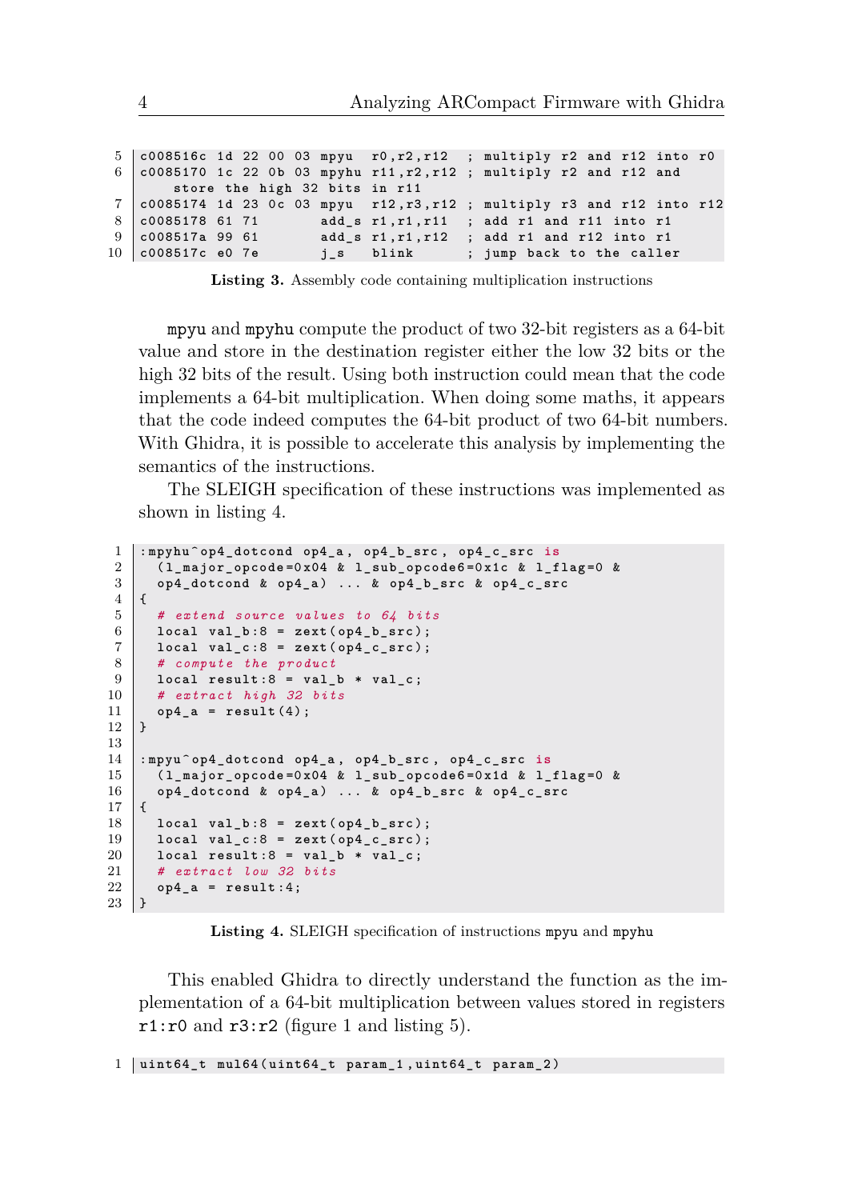```
c008516c 1d 22 00 03 mpyu  r0,r2,r12  ; multiply r2 and r12 into r0
c0085170 1c 22 0b 03 mpyhu r11,r2,r12 ; multiply r2 and r12 and
    store the high 32 bits in r11
c0085174 1d 23 0c 03 mpyu  r12,r3,r12 ; multiply r3 and r12 into r12
c0085178 61 71       add_s r1,r1,r11  ; add r1 and r11 into r1
c008517a 99 61       add_s r1,r1,r12  ; add r1 and r12 into r1
c008517c e0 7e       j_s   blink      ; jump back to the caller
```

**Listing 3.** Assembly code containing multiplication instructions

mpyu and mpyhu compute the product of two 32-bit registers as a 64-bit value and store in the destination register either the low 32 bits or the high 32 bits of the result. Using both instruction could mean that the code implements a 64-bit multiplication. When doing some maths, it appears that the code indeed computes the 64-bit product of two 64-bit numbers. With Ghidra, it is possible to accelerate this analysis by implementing the semantics of the instructions.

The SLEIGH specification of these instructions was implemented as shown in listing 4.

```
:mpyhu^op4_dotcond op4_a, op4_b_src, op4_c_src is
  (l_major_opcode=0x04 & l_sub_opcode6=0x1c & l_flag=0 &
  op4_dotcond & op4_a) ... & op4_b_src & op4_c_src
{
  # extend source values to 64 bits
  local val_b:8 = zext(op4_b_src);
  local val_c:8 = zext(op4_c_src);
  # compute the product
  local result:8 = val_b * val_c;
  # extract high 32 bits
  op4_a = result(4);
}

:mpyu^op4_dotcond op4_a, op4_b_src, op4_c_src is
  (l_major_opcode=0x04 & l_sub_opcode6=0x1d & l_flag=0 &
  op4_dotcond & op4_a) ... & op4_b_src & op4_c_src
{
  local val_b:8 = zext(op4_b_src);
  local val_c:8 = zext(op4_c_src);
  local result:8 = val_b * val_c;
  # extract low 32 bits
  op4_a = result:4;
}
```

**Listing 4.** SLEIGH specification of instructions mpyu and mpyhu

This enabled Ghidra to directly understand the function as the implementation of a 64-bit multiplication between values stored in registers r1:r0 and r3:r2 (figure 1 and listing 5).

```
uint64_t mul64(uint64_t param_1,uint64_t param_2)
```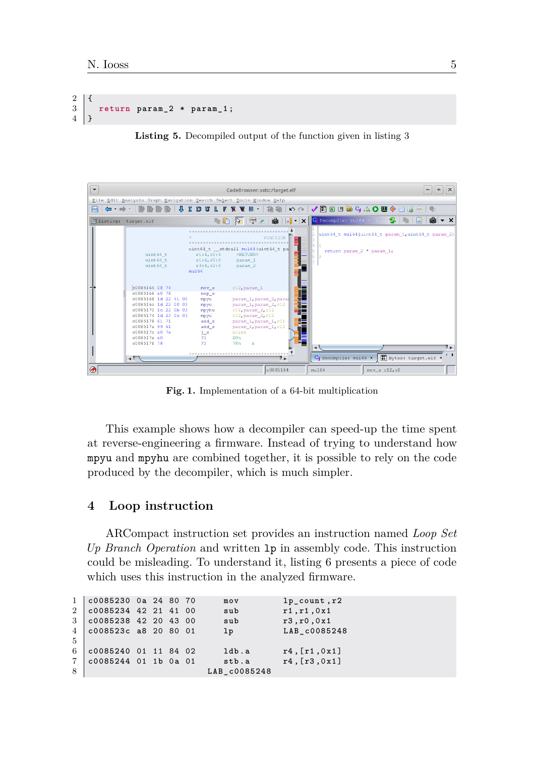```
{
  return param_2 * param_1;
}
```

**Listing 5.** Decompiled output of the function given in listing 3

**Fig. 1.** Implementation of a 64-bit multiplication

This example shows how a decompiler can speed-up the time spent at reverse-engineering a firmware. Instead of trying to understand how `mpyu` and `mpyhu` are combined together, it is possible to rely on the code produced by the decompiler, which is much simpler.

## 4 Loop instruction

ARCompact instruction set provides an instruction named *Loop Set Up Branch Operation* and written `lp` in assembly code. This instruction could be misleading. To understand it, listing 6 presents a piece of code which uses this instruction in the analyzed firmware.

```
c0085230 0a 24 80 70      mov      lp_count,r2
c0085234 42 21 41 00      sub      r1,r1,0x1
c0085238 42 20 43 00      sub      r3,r0,0x1
c008523c a8 20 80 01      lp       LAB_c0085248

c0085240 01 11 84 02      ldb.a    r4,[r1,0x1]
c0085244 01 1b 0a 01      stb.a    r4,[r3,0x1]
                     LAB_c0085248
```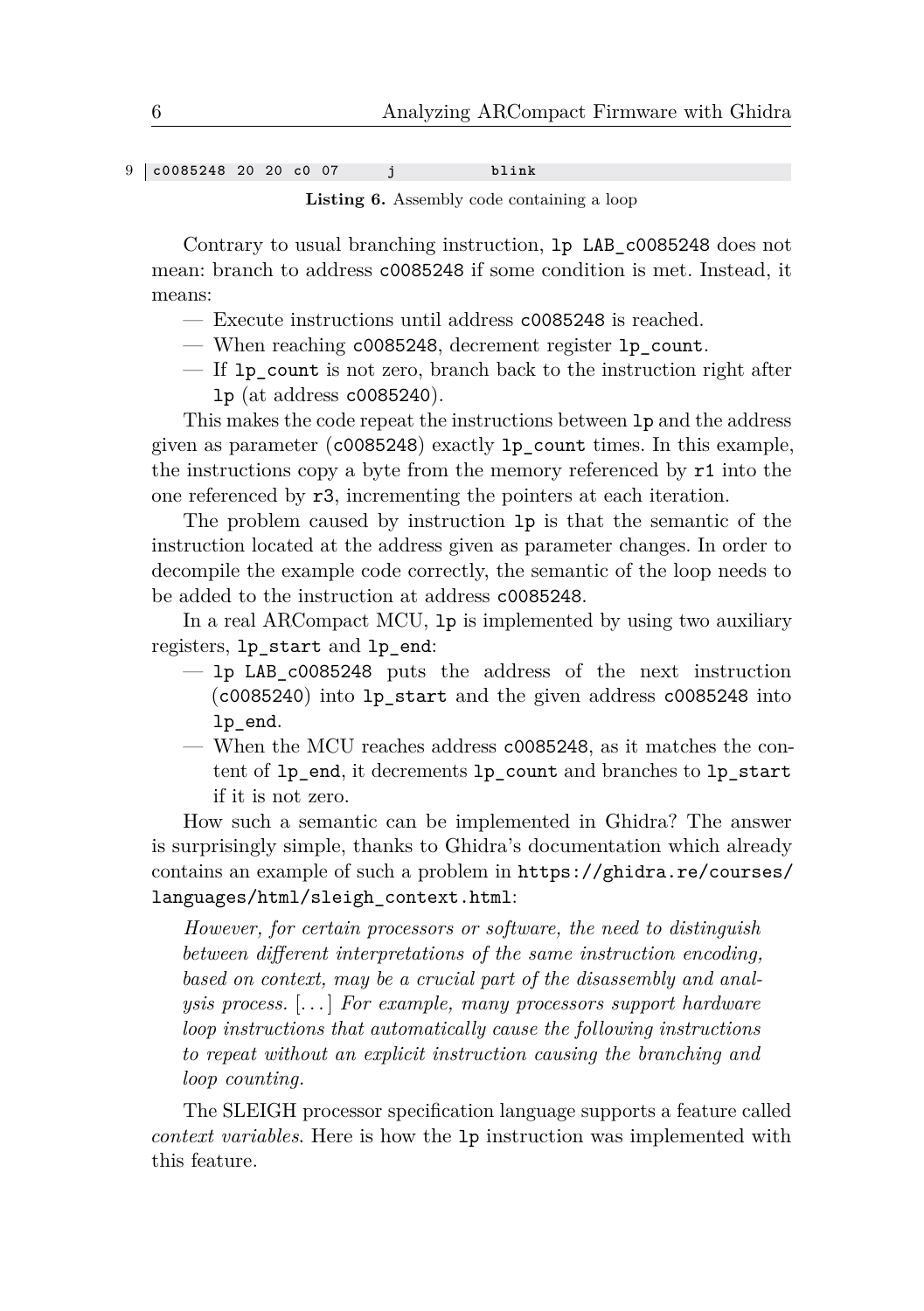```
9 | c0085248 20 20 c0 07      j           blink
```

**Listing 6.** Assembly code containing a loop

Contrary to usual branching instruction, `lp LAB_c0085248` does not mean: branch to address `c0085248` if some condition is met. Instead, it means:

- Execute instructions until address `c0085248` is reached.
- When reaching `c0085248`, decrement register `lp_count`.
- If `lp_count` is not zero, branch back to the instruction right after `lp` (at address `c0085240`).

This makes the code repeat the instructions between `lp` and the address given as parameter (`c0085248`) exactly `lp_count` times. In this example, the instructions copy a byte from the memory referenced by `r1` into the one referenced by `r3`, incrementing the pointers at each iteration.

The problem caused by instruction `lp` is that the semantic of the instruction located at the address given as parameter changes. In order to decompile the example code correctly, the semantic of the loop needs to be added to the instruction at address `c0085248`.

In a real ARCompact MCU, `lp` is implemented by using two auxiliary registers, `lp_start` and `lp_end`:

- `lp LAB_c0085248` puts the address of the next instruction (`c0085240`) into `lp_start` and the given address `c0085248` into `lp_end`.
- When the MCU reaches address `c0085248`, as it matches the content of `lp_end`, it decrements `lp_count` and branches to `lp_start` if it is not zero.

How such a semantic can be implemented in Ghidra? The answer is surprisingly simple, thanks to Ghidra's documentation which already contains an example of such a problem in `https://ghidra.re/courses/languages/html/sleigh_context.html`:

> *However, for certain processors or software, the need to distinguish between different interpretations of the same instruction encoding, based on context, may be a crucial part of the disassembly and analysis process.* [...] *For example, many processors support hardware loop instructions that automatically cause the following instructions to repeat without an explicit instruction causing the branching and loop counting.*

The SLEIGH processor specification language supports a feature called *context variables*. Here is how the `lp` instruction was implemented with this feature.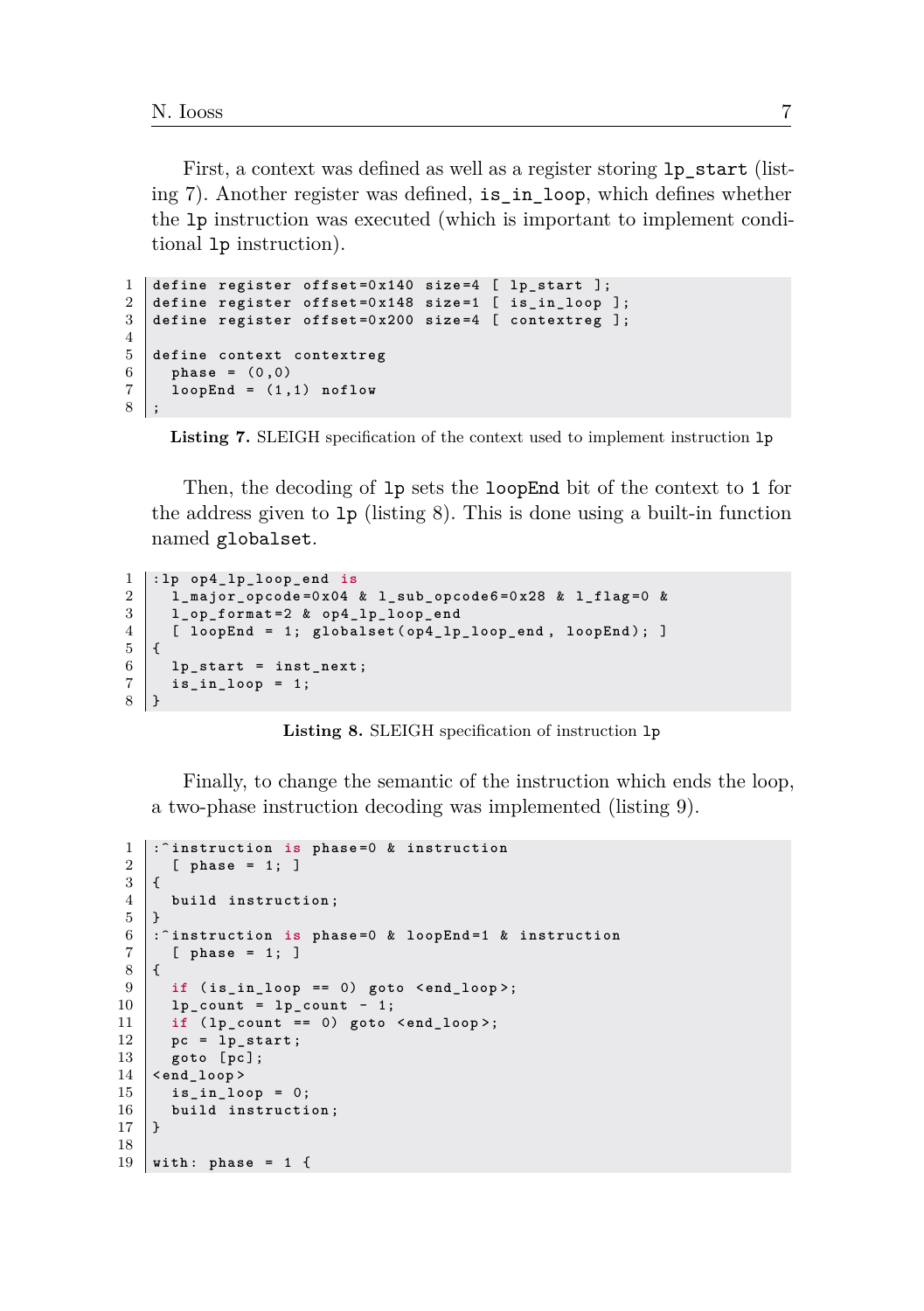First, a context was defined as well as a register storing `lp_start` (listing 7). Another register was defined, `is_in_loop`, which defines whether the `lp` instruction was executed (which is important to implement conditional `lp` instruction).

```
define register offset=0x140 size=4 [ lp_start ];
define register offset=0x148 size=1 [ is_in_loop ];
define register offset=0x200 size=4 [ contextreg ];

define context contextreg
  phase = (0,0)
  loopEnd = (1,1) noflow
;
```

**Listing 7.** SLEIGH specification of the context used to implement instruction `lp`

Then, the decoding of `lp` sets the `loopEnd` bit of the context to `1` for the address given to `lp` (listing 8). This is done using a built-in function named `globalset`.

```
:lp op4_lp_loop_end is
  l_major_opcode=0x04 & l_sub_opcode6=0x28 & l_flag=0 &
  l_op_format=2 & op4_lp_loop_end
  [ loopEnd = 1; globalset(op4_lp_loop_end, loopEnd); ]
{
  lp_start = inst_next;
  is_in_loop = 1;
}
```

**Listing 8.** SLEIGH specification of instruction `lp`

Finally, to change the semantic of the instruction which ends the loop, a two-phase instruction decoding was implemented (listing 9).

```
:^instruction is phase=0 & instruction
  [ phase = 1; ]
{
  build instruction;
}
:^instruction is phase=0 & loopEnd=1 & instruction
  [ phase = 1; ]
{
  if (is_in_loop == 0) goto <end_loop>;
  lp_count = lp_count - 1;
  if (lp_count == 0) goto <end_loop>;
  pc = lp_start;
  goto [pc];
<end_loop>
  is_in_loop = 0;
  build instruction;
}

with: phase = 1 {
```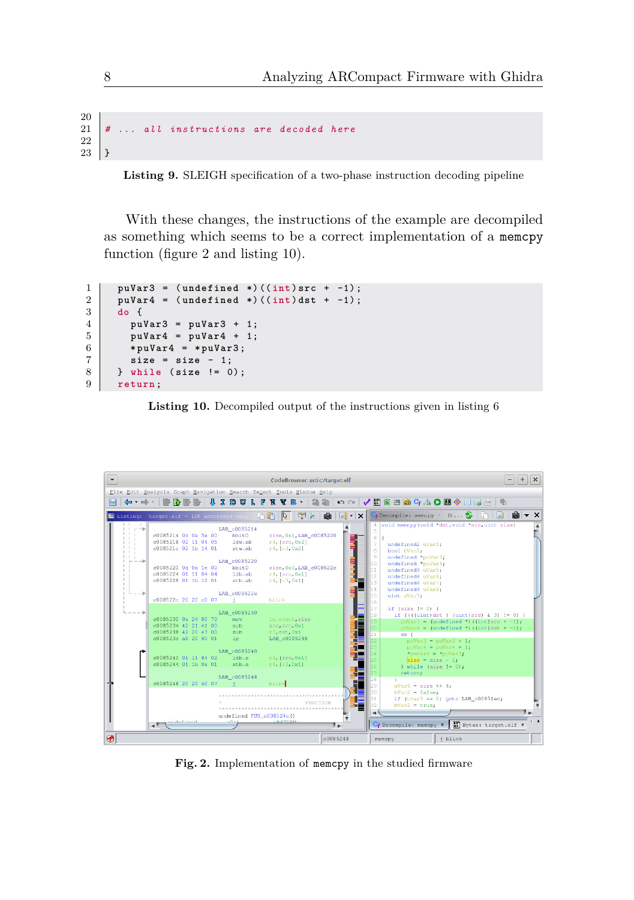```
# ... all instructions are decoded here

}
```

**Listing 9.** SLEIGH specification of a two-phase instruction decoding pipeline

With these changes, the instructions of the example are decompiled as something which seems to be a correct implementation of a `memcpy` function (figure 2 and listing 10).

```
puVar3 = (undefined *)((int)src + -1);
puVar4 = (undefined *)((int)dst + -1);
do {
  puVar3 = puVar3 + 1;
  puVar4 = puVar4 + 1;
  *puVar4 = *puVar3;
  size = size - 1;
} while (size != 0);
return;
```

**Listing 10.** Decompiled output of the instructions given in listing 6

**Fig. 2.** Implementation of `memcpy` in the studied firmware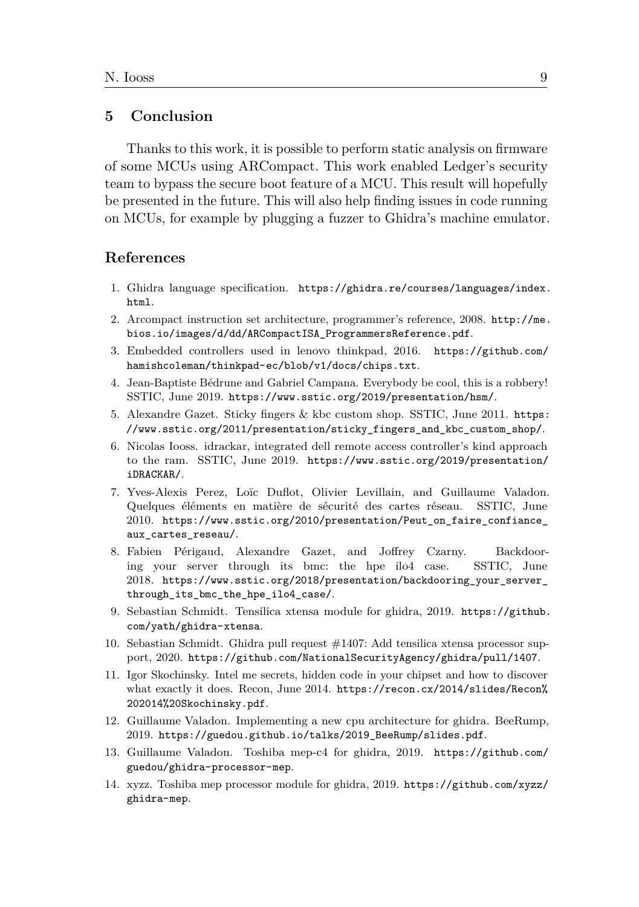## 5 Conclusion

Thanks to this work, it is possible to perform static analysis on firmware of some MCUs using ARCompact. This work enabled Ledger's security team to bypass the secure boot feature of a MCU. This result will hopefully be presented in the future. This will also help finding issues in code running on MCUs, for example by plugging a fuzzer to Ghidra's machine emulator.

## References

1. Ghidra language specification. https://ghidra.re/courses/languages/index.html.
2. Arcompact instruction set architecture, programmer's reference, 2008. http://me.bios.io/images/d/dd/ARCompactISA_ProgrammersReference.pdf.
3. Embedded controllers used in lenovo thinkpad, 2016. https://github.com/hamishcoleman/thinkpad-ec/blob/v1/docs/chips.txt.
4. Jean-Baptiste Bédrune and Gabriel Campana. Everybody be cool, this is a robbery! SSTIC, June 2019. https://www.sstic.org/2019/presentation/hsm/.
5. Alexandre Gazet. Sticky fingers & kbc custom shop. SSTIC, June 2011. https://www.sstic.org/2011/presentation/sticky_fingers_and_kbc_custom_shop/.
6. Nicolas Iooss. idrackar, integrated dell remote access controller's kind approach to the ram. SSTIC, June 2019. https://www.sstic.org/2019/presentation/iDRACKAR/.
7. Yves-Alexis Perez, Loïc Duflot, Olivier Levillain, and Guillaume Valadon. Quelques éléments en matière de sécurité des cartes réseau. SSTIC, June 2010. https://www.sstic.org/2010/presentation/Peut_on_faire_confiance_aux_cartes_reseau/.
8. Fabien Périgaud, Alexandre Gazet, and Joffrey Czarny. Backdooring your server through its bmc: the hpe ilo4 case. SSTIC, June 2018. https://www.sstic.org/2018/presentation/backdooring_your_server_through_its_bmc_the_hpe_ilo4_case/.
9. Sebastian Schmidt. Tensilica xtensa module for ghidra, 2019. https://github.com/yath/ghidra-xtensa.
10. Sebastian Schmidt. Ghidra pull request #1407: Add tensilica xtensa processor support, 2020. https://github.com/NationalSecurityAgency/ghidra/pull/1407.
11. Igor Skochinsky. Intel me secrets, hidden code in your chipset and how to discover what exactly it does. Recon, June 2014. https://recon.cx/2014/slides/Recon%202014%20Skochinsky.pdf.
12. Guillaume Valadon. Implementing a new cpu architecture for ghidra. BeeRump, 2019. https://guedou.github.io/talks/2019_BeeRump/slides.pdf.
13. Guillaume Valadon. Toshiba mep-c4 for ghidra, 2019. https://github.com/guedou/ghidra-processor-mep.
14. xyzz. Toshiba mep processor module for ghidra, 2019. https://github.com/xyzz/ghidra-mep.